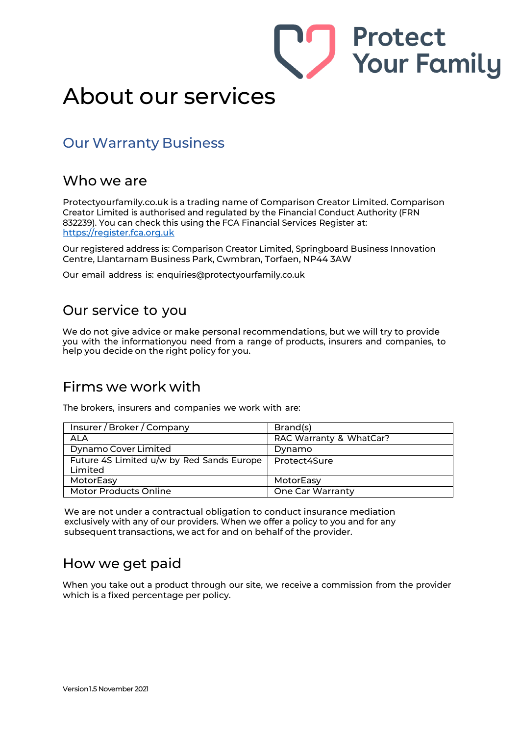Protect Your Family

# About our services

## Our Warranty Business

### Who we are

Protectyourfamily.co.uk is a trading name of Comparison Creator Limited. Comparison Creator Limited is authorised and regulated by the Financial Conduct Authority (FRN 832239). You can check this using the FCA Financial Services Register at: https://register.fca.org.uk

Our registered address is: Comparison Creator Limited, Springboard Business Innovation Centre, Llantarnam Business Park, Cwmbran, Torfaen, NP44 3AW

Our email address is: enquiries@protectyourfamily.co.uk

### Our service to you

We do not give advice or make personal recommendations, but we will try to provide you with the informationyou need from a range of products, insurers and companies, to help you decide on the right policy for you.

### Firms we work with

The brokers, insurers and companies we work with are:

| Insurer / Broker / Company | Brand(s) |
|---|---|
| ALA | RAC Warranty & WhatCar? |
| Dynamo Cover Limited | Dynamo |
| Future 4S Limited u/w by Red Sands Europe Limited | Protect4Sure |
| MotorEasy | MotorEasy |
| Motor Products Online | One Car Warranty |

We are not under a contractual obligation to conduct insurance mediation exclusively with any of our providers. When we offer a policy to you and for any subsequent transactions, we act for and on behalf of the provider.

### How we get paid

When you take out a product through our site, we receive a commission from the provider which is a fixed percentage per policy.

Version 1.5 November 2021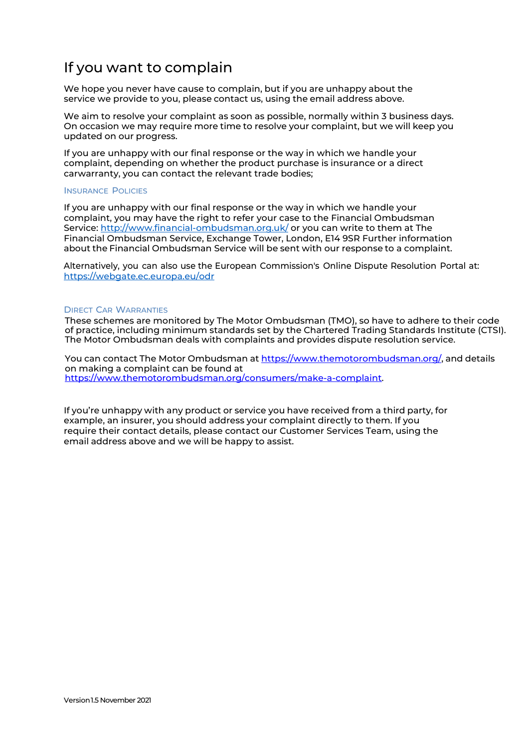# If you want to complain

We hope you never have cause to complain, but if you are unhappy about the service we provide to you, please contact us, using the email address above.

We aim to resolve your complaint as soon as possible, normally within 3 business days. On occasion we may require more time to resolve your complaint, but we will keep you updated on our progress.

If you are unhappy with our final response or the way in which we handle your complaint, depending on whether the product purchase is insurance or a direct carwarranty, you can contact the relevant trade bodies;

### Insurance Policies

If you are unhappy with our final response or the way in which we handle your complaint, you may have the right to refer your case to the Financial Ombudsman Service: http://www.financial-ombudsman.org.uk/ or you can write to them at The Financial Ombudsman Service, Exchange Tower, London, E14 9SR Further information about the Financial Ombudsman Service will be sent with our response to a complaint.

Alternatively, you can also use the European Commission's Online Dispute Resolution Portal at: https://webgate.ec.europa.eu/odr

### Direct Car Warranties

These schemes are monitored by The Motor Ombudsman (TMO), so have to adhere to their code of practice, including minimum standards set by the Chartered Trading Standards Institute (CTSI). The Motor Ombudsman deals with complaints and provides dispute resolution service.

You can contact The Motor Ombudsman at https://www.themotorombudsman.org/, and details on making a complaint can be found at https://www.themotorombudsman.org/consumers/make-a-complaint.

If you're unhappy with any product or service you have received from a third party, for example, an insurer, you should address your complaint directly to them. If you require their contact details, please contact our Customer Services Team, using the email address above and we will be happy to assist.

Version 1.5 November 2021